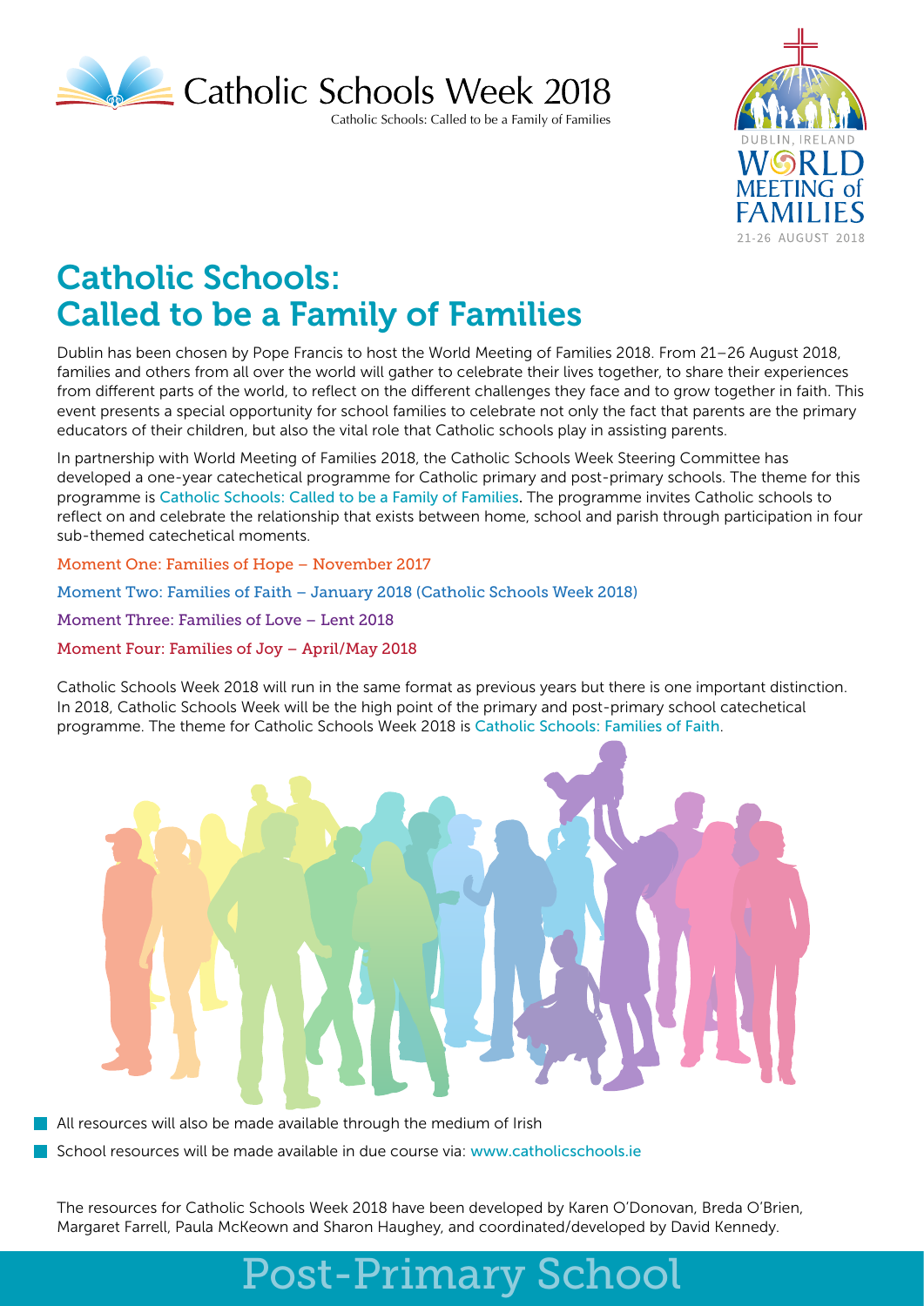Catholic Schools Week 2018

Catholic Schools: Called to be a Family of Families

DUBLIN, IRELAND
WORLD MEETING of FAMILIES
21-26 AUGUST 2018

# Catholic Schools: Called to be a Family of Families

Dublin has been chosen by Pope Francis to host the World Meeting of Families 2018. From 21–26 August 2018, families and others from all over the world will gather to celebrate their lives together, to share their experiences from different parts of the world, to reflect on the different challenges they face and to grow together in faith. This event presents a special opportunity for school families to celebrate not only the fact that parents are the primary educators of their children, but also the vital role that Catholic schools play in assisting parents.

In partnership with World Meeting of Families 2018, the Catholic Schools Week Steering Committee has developed a one-year catechetical programme for Catholic primary and post-primary schools. The theme for this programme is Catholic Schools: Called to be a Family of Families. The programme invites Catholic schools to reflect on and celebrate the relationship that exists between home, school and parish through participation in four sub-themed catechetical moments.

Moment One: Families of Hope – November 2017

Moment Two: Families of Faith – January 2018 (Catholic Schools Week 2018)

Moment Three: Families of Love – Lent 2018

Moment Four: Families of Joy – April/May 2018

Catholic Schools Week 2018 will run in the same format as previous years but there is one important distinction. In 2018, Catholic Schools Week will be the high point of the primary and post-primary school catechetical programme. The theme for Catholic Schools Week 2018 is Catholic Schools: Families of Faith.

- All resources will also be made available through the medium of Irish
- School resources will be made available in due course via: www.catholicschools.ie

The resources for Catholic Schools Week 2018 have been developed by Karen O'Donovan, Breda O'Brien, Margaret Farrell, Paula McKeown and Sharon Haughey, and coordinated/developed by David Kennedy.

## Post-Primary School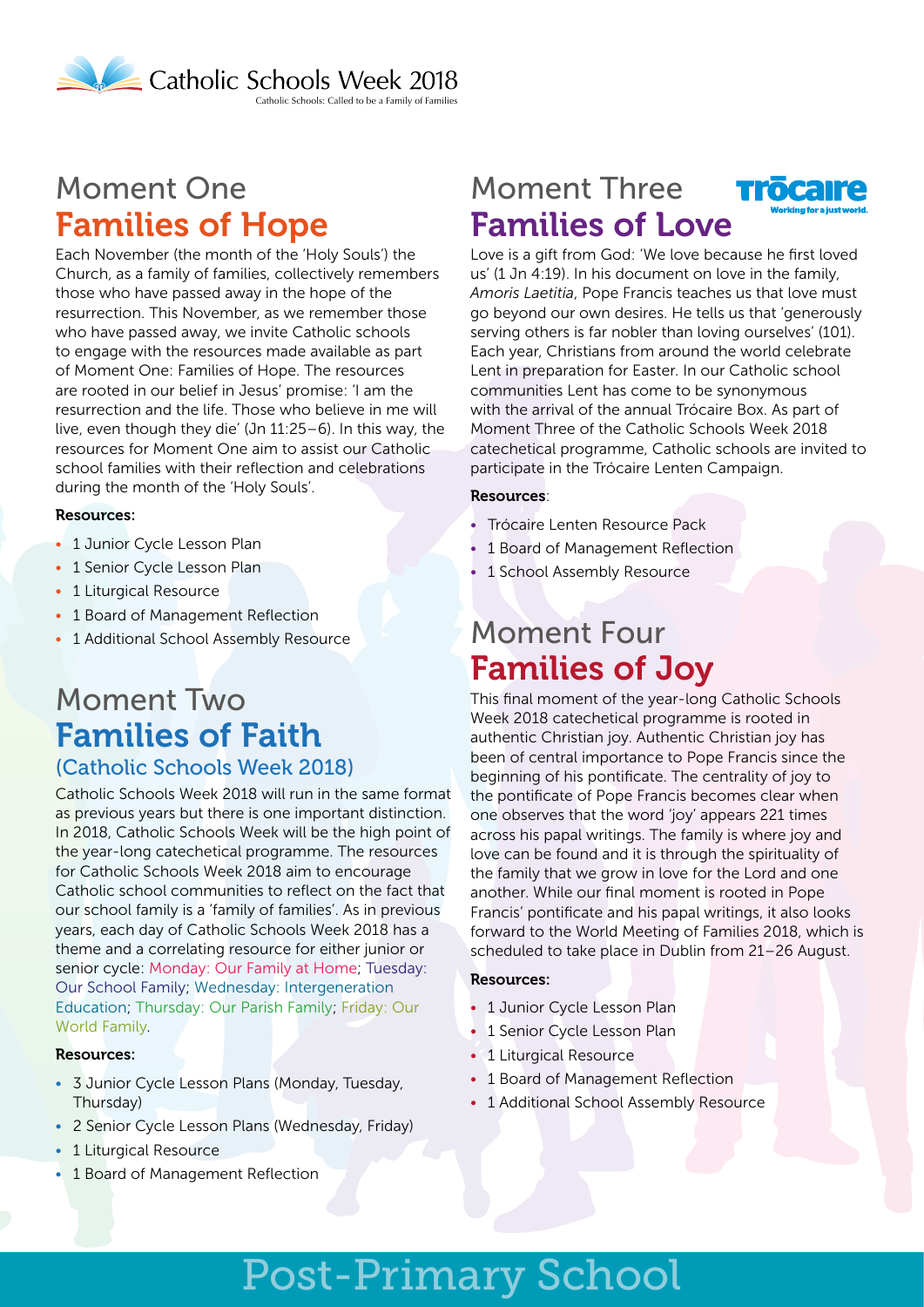# Moment One
## Families of Hope

Each November (the month of the 'Holy Souls') the Church, as a family of families, collectively remembers those who have passed away in the hope of the resurrection. This November, as we remember those who have passed away, we invite Catholic schools to engage with the resources made available as part of Moment One: Families of Hope. The resources are rooted in our belief in Jesus' promise: 'I am the resurrection and the life. Those who believe in me will live, even though they die' (Jn 11:25–6). In this way, the resources for Moment One aim to assist our Catholic school families with their reflection and celebrations during the month of the 'Holy Souls'.

**Resources:**

- 1 Junior Cycle Lesson Plan
- 1 Senior Cycle Lesson Plan
- 1 Liturgical Resource
- 1 Board of Management Reflection
- 1 Additional School Assembly Resource

# Moment Two
## Families of Faith
### (Catholic Schools Week 2018)

Catholic Schools Week 2018 will run in the same format as previous years but there is one important distinction. In 2018, Catholic Schools Week will be the high point of the year-long catechetical programme. The resources for Catholic Schools Week 2018 aim to encourage Catholic school communities to reflect on the fact that our school family is a 'family of families'. As in previous years, each day of Catholic Schools Week 2018 has a theme and a correlating resource for either junior or senior cycle: Monday: Our Family at Home; Tuesday: Our School Family; Wednesday: Intergeneration Education; Thursday: Our Parish Family; Friday: Our World Family.

**Resources:**

- 3 Junior Cycle Lesson Plans (Monday, Tuesday, Thursday)
- 2 Senior Cycle Lesson Plans (Wednesday, Friday)
- 1 Liturgical Resource
- 1 Board of Management Reflection

# Moment Three
## Families of Love

Trócaire
Working for a just world.

Love is a gift from God: 'We love because he first loved us' (1 Jn 4:19). In his document on love in the family, *Amoris Laetitia*, Pope Francis teaches us that love must go beyond our own desires. He tells us that 'generously serving others is far nobler than loving ourselves' (101). Each year, Christians from around the world celebrate Lent in preparation for Easter. In our Catholic school communities Lent has come to be synonymous with the arrival of the annual Trócaire Box. As part of Moment Three of the Catholic Schools Week 2018 catechetical programme, Catholic schools are invited to participate in the Trócaire Lenten Campaign.

**Resources**:

- Trócaire Lenten Resource Pack
- 1 Board of Management Reflection
- 1 School Assembly Resource

# Moment Four
## Families of Joy

This final moment of the year-long Catholic Schools Week 2018 catechetical programme is rooted in authentic Christian joy. Authentic Christian joy has been of central importance to Pope Francis since the beginning of his pontificate. The centrality of joy to the pontificate of Pope Francis becomes clear when one observes that the word 'joy' appears 221 times across his papal writings. The family is where joy and love can be found and it is through the spirituality of the family that we grow in love for the Lord and one another. While our final moment is rooted in Pope Francis' pontificate and his papal writings, it also looks forward to the World Meeting of Families 2018, which is scheduled to take place in Dublin from 21–26 August.

**Resources:**

- 1 Junior Cycle Lesson Plan
- 1 Senior Cycle Lesson Plan
- 1 Liturgical Resource
- 1 Board of Management Reflection
- 1 Additional School Assembly Resource

# Post-Primary School